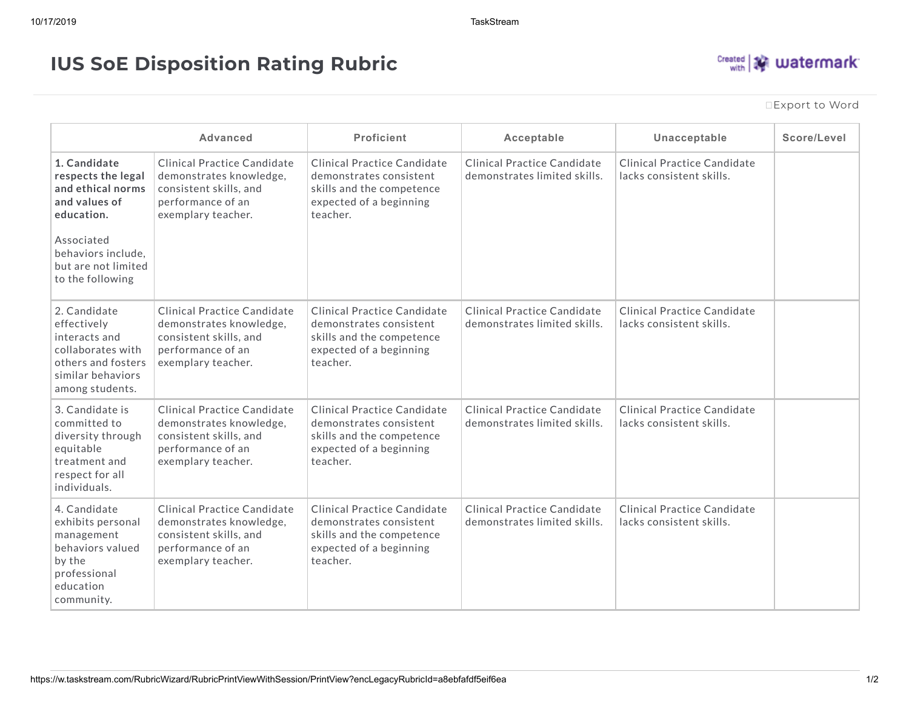# IUS SoE Disposition Rating Rubric

Export to Word

| | Advanced | Proficient | Acceptable | Unacceptable | Score/Level |
|---|---|---|---|---|---|
| **1. Candidate respects the legal and ethical norms and values of education.** Associated behaviors include, but are not limited to the following | Clinical Practice Candidate demonstrates knowledge, consistent skills, and performance of an exemplary teacher. | Clinical Practice Candidate demonstrates consistent skills and the competence expected of a beginning teacher. | Clinical Practice Candidate demonstrates limited skills. | Clinical Practice Candidate lacks consistent skills. | |
| 2. Candidate effectively interacts and collaborates with others and fosters similar behaviors among students. | Clinical Practice Candidate demonstrates knowledge, consistent skills, and performance of an exemplary teacher. | Clinical Practice Candidate demonstrates consistent skills and the competence expected of a beginning teacher. | Clinical Practice Candidate demonstrates limited skills. | Clinical Practice Candidate lacks consistent skills. | |
| 3. Candidate is committed to diversity through equitable treatment and respect for all individuals. | Clinical Practice Candidate demonstrates knowledge, consistent skills, and performance of an exemplary teacher. | Clinical Practice Candidate demonstrates consistent skills and the competence expected of a beginning teacher. | Clinical Practice Candidate demonstrates limited skills. | Clinical Practice Candidate lacks consistent skills. | |
| 4. Candidate exhibits personal management behaviors valued by the professional education community. | Clinical Practice Candidate demonstrates knowledge, consistent skills, and performance of an exemplary teacher. | Clinical Practice Candidate demonstrates consistent skills and the competence expected of a beginning teacher. | Clinical Practice Candidate demonstrates limited skills. | Clinical Practice Candidate lacks consistent skills. | |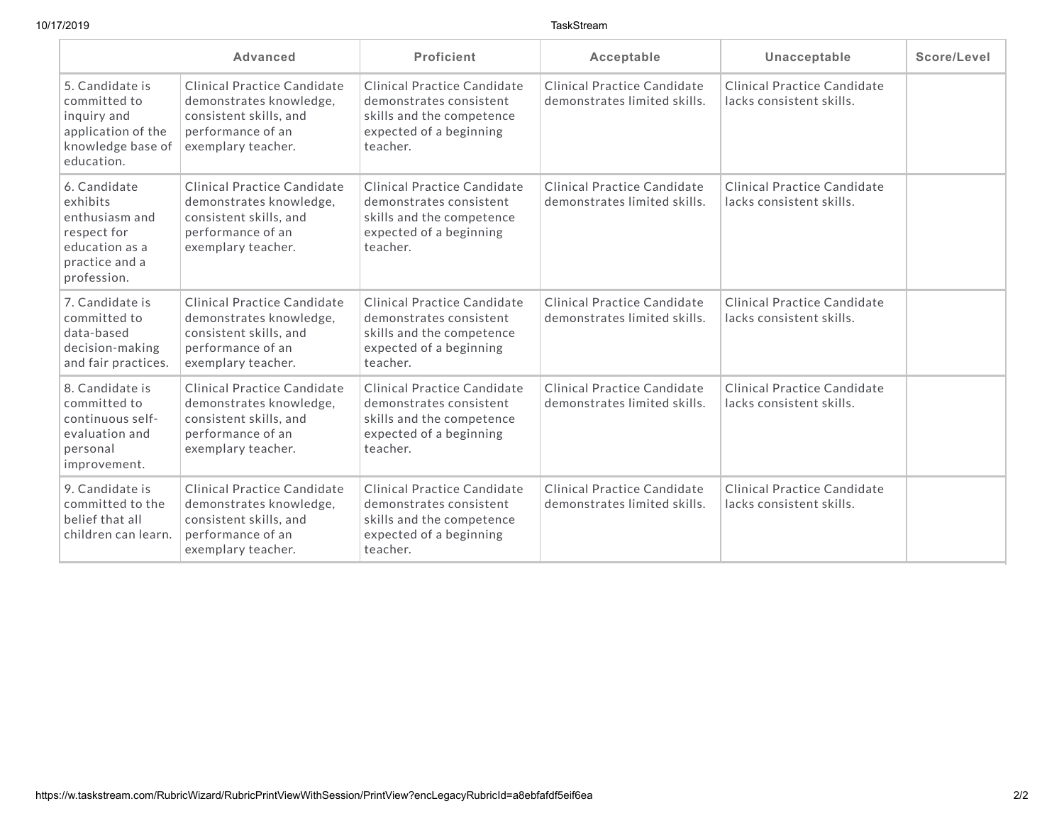| | Advanced | Proficient | Acceptable | Unacceptable | Score/Level |
|---|---|---|---|---|---|
| 5. Candidate is committed to inquiry and application of the knowledge base of education. | Clinical Practice Candidate demonstrates knowledge, consistent skills, and performance of an exemplary teacher. | Clinical Practice Candidate demonstrates consistent skills and the competence expected of a beginning teacher. | Clinical Practice Candidate demonstrates limited skills. | Clinical Practice Candidate lacks consistent skills. | |
| 6. Candidate exhibits enthusiasm and respect for education as a practice and a profession. | Clinical Practice Candidate demonstrates knowledge, consistent skills, and performance of an exemplary teacher. | Clinical Practice Candidate demonstrates consistent skills and the competence expected of a beginning teacher. | Clinical Practice Candidate demonstrates limited skills. | Clinical Practice Candidate lacks consistent skills. | |
| 7. Candidate is committed to data-based decision-making and fair practices. | Clinical Practice Candidate demonstrates knowledge, consistent skills, and performance of an exemplary teacher. | Clinical Practice Candidate demonstrates consistent skills and the competence expected of a beginning teacher. | Clinical Practice Candidate demonstrates limited skills. | Clinical Practice Candidate lacks consistent skills. | |
| 8. Candidate is committed to continuous self-evaluation and personal improvement. | Clinical Practice Candidate demonstrates knowledge, consistent skills, and performance of an exemplary teacher. | Clinical Practice Candidate demonstrates consistent skills and the competence expected of a beginning teacher. | Clinical Practice Candidate demonstrates limited skills. | Clinical Practice Candidate lacks consistent skills. | |
| 9. Candidate is committed to the belief that all children can learn. | Clinical Practice Candidate demonstrates knowledge, consistent skills, and performance of an exemplary teacher. | Clinical Practice Candidate demonstrates consistent skills and the competence expected of a beginning teacher. | Clinical Practice Candidate demonstrates limited skills. | Clinical Practice Candidate lacks consistent skills. | |